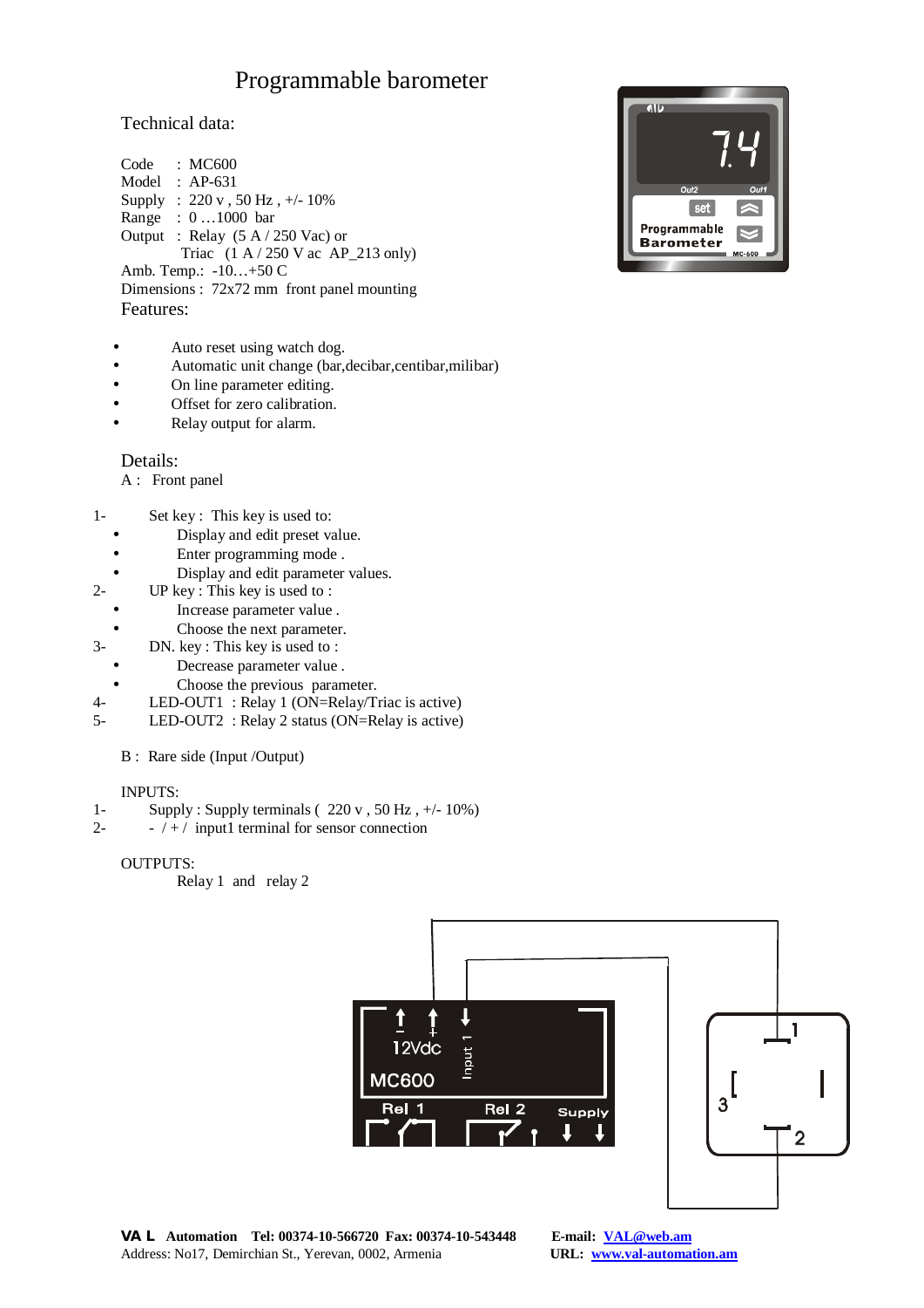# Programmable barometer

## Technical data:

Code : MC600
Model : AP-631
Supply : 220 v , 50 Hz , +/- 10%
Range : 0 …1000 bar
Output : Relay (5 A / 250 Vac) or
Triac (1 A / 250 V ac AP_213 only)
Amb. Temp.: -10…+50 C
Dimensions : 72x72 mm front panel mounting

## Features:

- Auto reset using watch dog.
- Automatic unit change (bar,decibar,centibar,milibar)
- On line parameter editing.
- Offset for zero calibration.
- Relay output for alarm.

## Details:

A : Front panel

1- Set key : This key is used to:
- Display and edit preset value.
- Enter programming mode .
- Display and edit parameter values.

2- UP key : This key is used to :
- Increase parameter value .
- Choose the next parameter.

3- DN. key : This key is used to :
- Decrease parameter value .
- Choose the previous parameter.

4- LED-OUT1 : Relay 1 (ON=Relay/Triac is active)

5- LED-OUT2 : Relay 2 status (ON=Relay is active)

B : Rare side (Input /Output)

INPUTS:

1- Supply : Supply terminals ( 220 v , 50 Hz , +/- 10%)

2- - / + / input1 terminal for sensor connection

OUTPUTS:

Relay 1 and relay 2

**VA L Automation Tel: 00374-10-566720 Fax: 00374-10-543448** **E-mail: VAL@web.am**
Address: No17, Demirchian St., Yerevan, 0002, Armenia **URL: www.val-automation.am**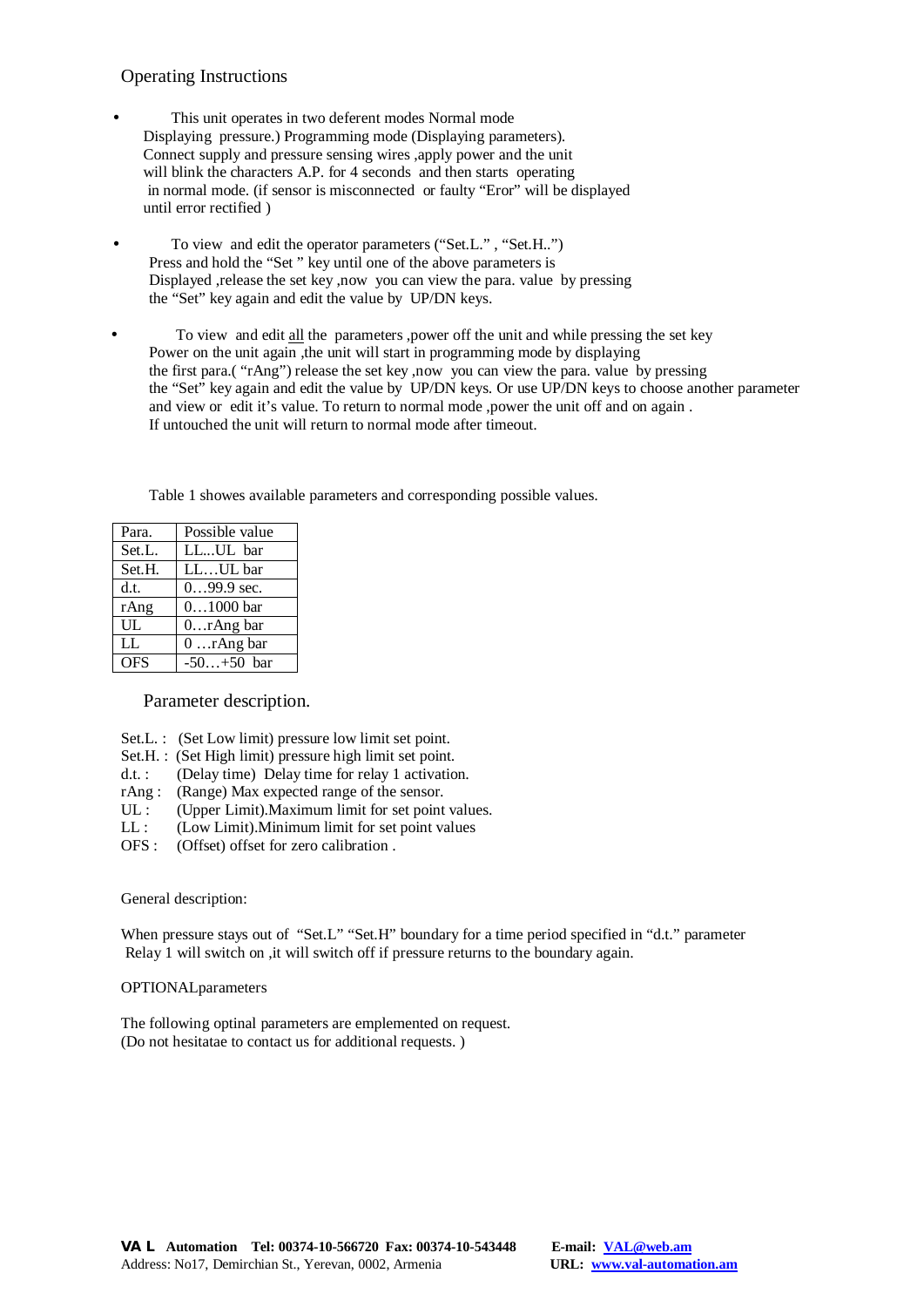Operating Instructions

- This unit operates in two deferent modes Normal mode Displaying pressure.) Programming mode (Displaying parameters). Connect supply and pressure sensing wires ,apply power and the unit will blink the characters A.P. for 4 seconds and then starts operating in normal mode. (if sensor is misconnected or faulty "Eror" will be displayed until error rectified )

- To view and edit the operator parameters ("Set.L." , "Set.H..") Press and hold the "Set " key until one of the above parameters is Displayed ,release the set key ,now you can view the para. value by pressing the "Set" key again and edit the value by UP/DN keys.

- To view and edit <u>all</u> the parameters ,power off the unit and while pressing the set key Power on the unit again ,the unit will start in programming mode by displaying the first para.( "rAng") release the set key ,now you can view the para. value by pressing the "Set" key again and edit the value by UP/DN keys. Or use UP/DN keys to choose another parameter and view or edit it's value. To return to normal mode ,power the unit off and on again . If untouched the unit will return to normal mode after timeout.

Table 1 showes available parameters and corresponding possible values.

| Para. | Possible value |
|---|---|
| Set.L. | LL...UL bar |
| Set.H. | LL…UL bar |
| d.t. | 0…99.9 sec. |
| rAng | 0…1000 bar |
| UL | 0…rAng bar |
| LL | 0 …rAng bar |
| OFS | -50…+50 bar |

Parameter description.

Set.L. : (Set Low limit) pressure low limit set point.
Set.H. : (Set High limit) pressure high limit set point.
d.t. : (Delay time) Delay time for relay 1 activation.
rAng : (Range) Max expected range of the sensor.
UL : (Upper Limit).Maximum limit for set point values.
LL : (Low Limit).Minimum limit for set point values
OFS : (Offset) offset for zero calibration .

General description:

When pressure stays out of "Set.L" "Set.H" boundary for a time period specified in "d.t." parameter Relay 1 will switch on ,it will switch off if pressure returns to the boundary again.

OPTIONALparameters

The following optinal parameters are emplemented on request.
(Do not hesitatae to contact us for additional requests. )